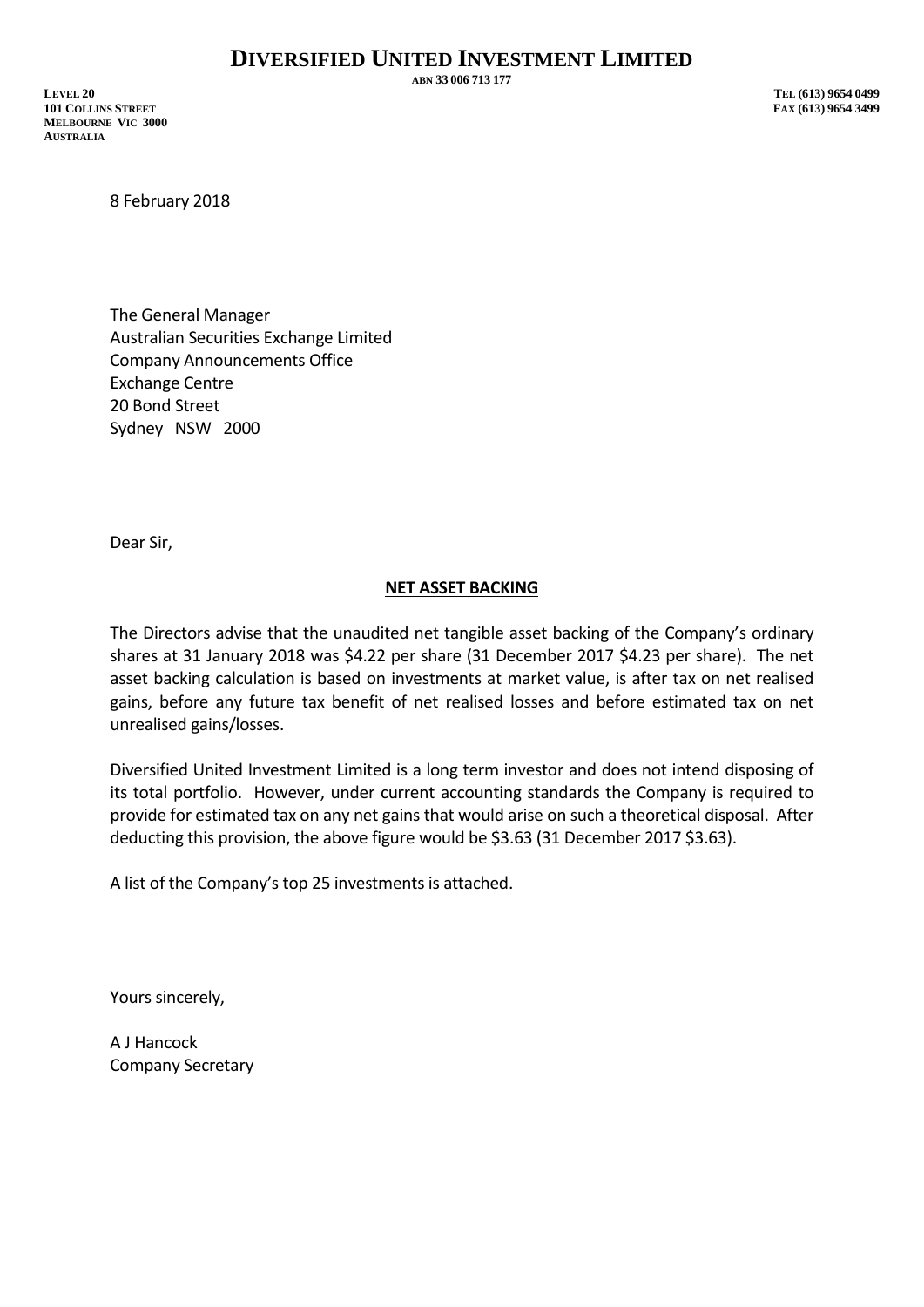# DIVERSIFIED UNITED INVESTMENT LIMITED

ABN 33 006 713 177

LEVEL 20
101 COLLINS STREET
MELBOURNE VIC 3000
AUSTRALIA

TEL (613) 9654 0499
FAX (613) 9654 3499

8 February 2018

The General Manager
Australian Securities Exchange Limited
Company Announcements Office
Exchange Centre
20 Bond Street
Sydney NSW 2000

Dear Sir,

**NET ASSET BACKING**

The Directors advise that the unaudited net tangible asset backing of the Company's ordinary shares at 31 January 2018 was $4.22 per share (31 December 2017 $4.23 per share). The net asset backing calculation is based on investments at market value, is after tax on net realised gains, before any future tax benefit of net realised losses and before estimated tax on net unrealised gains/losses.

Diversified United Investment Limited is a long term investor and does not intend disposing of its total portfolio. However, under current accounting standards the Company is required to provide for estimated tax on any net gains that would arise on such a theoretical disposal. After deducting this provision, the above figure would be $3.63 (31 December 2017 $3.63).

A list of the Company's top 25 investments is attached.

Yours sincerely,

A J Hancock
Company Secretary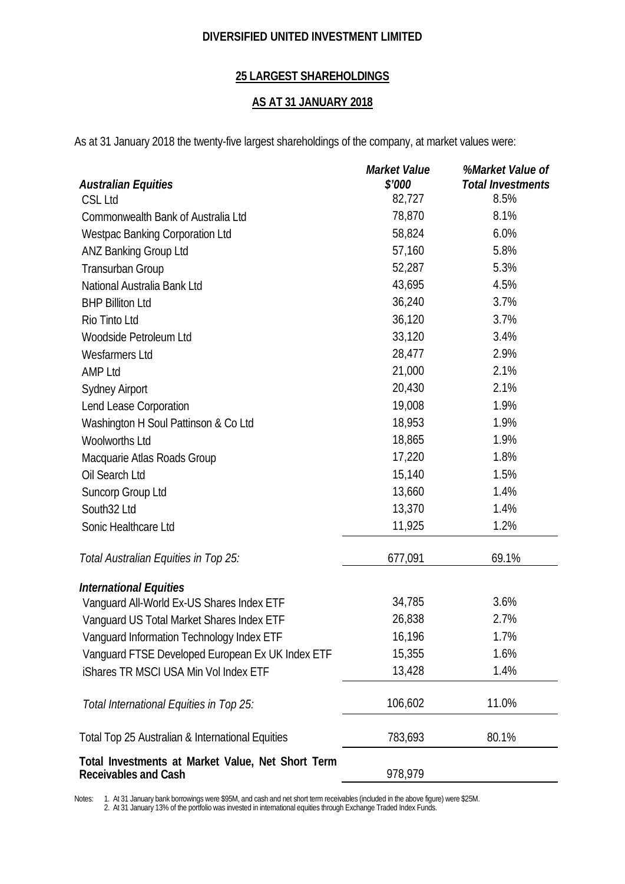**DIVERSIFIED UNITED INVESTMENT LIMITED**

**25 LARGEST SHAREHOLDINGS**

**AS AT 31 JANUARY 2018**

As at 31 January 2018 the twenty-five largest shareholdings of the company, at market values were:

| ***Australian Equities*** | ***Market Value $'000*** | ***%Market Value of Total Investments*** |
|---|---|---|
| CSL Ltd | 82,727 | 8.5% |
| Commonwealth Bank of Australia Ltd | 78,870 | 8.1% |
| Westpac Banking Corporation Ltd | 58,824 | 6.0% |
| ANZ Banking Group Ltd | 57,160 | 5.8% |
| Transurban Group | 52,287 | 5.3% |
| National Australia Bank Ltd | 43,695 | 4.5% |
| BHP Billiton Ltd | 36,240 | 3.7% |
| Rio Tinto Ltd | 36,120 | 3.7% |
| Woodside Petroleum Ltd | 33,120 | 3.4% |
| Wesfarmers Ltd | 28,477 | 2.9% |
| AMP Ltd | 21,000 | 2.1% |
| Sydney Airport | 20,430 | 2.1% |
| Lend Lease Corporation | 19,008 | 1.9% |
| Washington H Soul Pattinson & Co Ltd | 18,953 | 1.9% |
| Woolworths Ltd | 18,865 | 1.9% |
| Macquarie Atlas Roads Group | 17,220 | 1.8% |
| Oil Search Ltd | 15,140 | 1.5% |
| Suncorp Group Ltd | 13,660 | 1.4% |
| South32 Ltd | 13,370 | 1.4% |
| Sonic Healthcare Ltd | 11,925 | 1.2% |
| *Total Australian Equities in Top 25:* | 677,091 | 69.1% |
| ***International Equities*** | | |
| Vanguard All-World Ex-US Shares Index ETF | 34,785 | 3.6% |
| Vanguard US Total Market Shares Index ETF | 26,838 | 2.7% |
| Vanguard Information Technology Index ETF | 16,196 | 1.7% |
| Vanguard FTSE Developed European Ex UK Index ETF | 15,355 | 1.6% |
| iShares TR MSCI USA Min Vol Index ETF | 13,428 | 1.4% |
| *Total International Equities in Top 25:* | 106,602 | 11.0% |
| Total Top 25 Australian & International Equities | 783,693 | 80.1% |
| **Total Investments at Market Value, Net Short Term Receivables and Cash** | 978,979 | |

Notes:
1. At 31 January bank borrowings were \$95M, and cash and net short term receivables (included in the above figure) were \$25M.
2. At 31 January 13% of the portfolio was invested in international equities through Exchange Traded Index Funds.